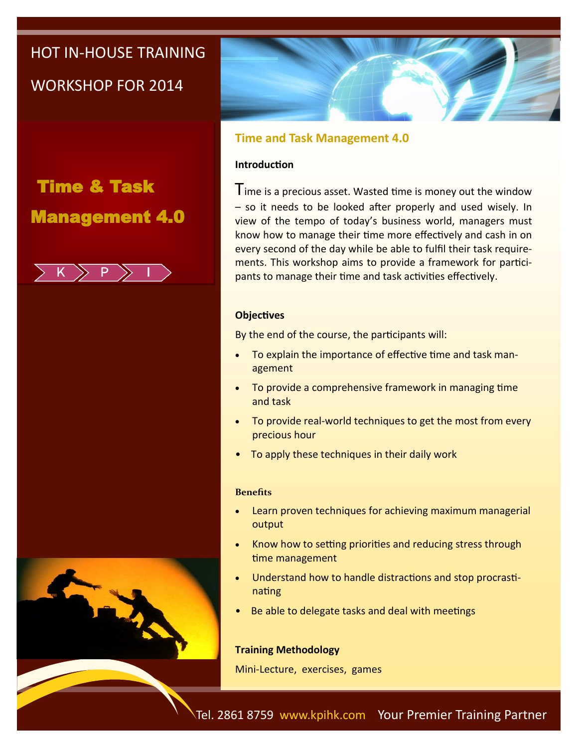HOT IN-HOUSE TRAINING WORKSHOP FOR 2014

# Time & Task Management 4.0

K P I

## Time and Task Management 4.0

### Introduction

Time is a precious asset. Wasted time is money out the window – so it needs to be looked after properly and used wisely. In view of the tempo of today's business world, managers must know how to manage their time more effectively and cash in on every second of the day while be able to fulfil their task requirements. This workshop aims to provide a framework for participants to manage their time and task activities effectively.

### Objectives

By the end of the course, the participants will:

- To explain the importance of effective time and task management
- To provide a comprehensive framework in managing time and task
- To provide real-world techniques to get the most from every precious hour
- To apply these techniques in their daily work

### Benefits

- Learn proven techniques for achieving maximum managerial output
- Know how to setting priorities and reducing stress through time management
- Understand how to handle distractions and stop procrastinating
- Be able to delegate tasks and deal with meetings

### Training Methodology

Mini-Lecture, exercises, games

Tel. 2861 8759 www.kpihk.com Your Premier Training Partner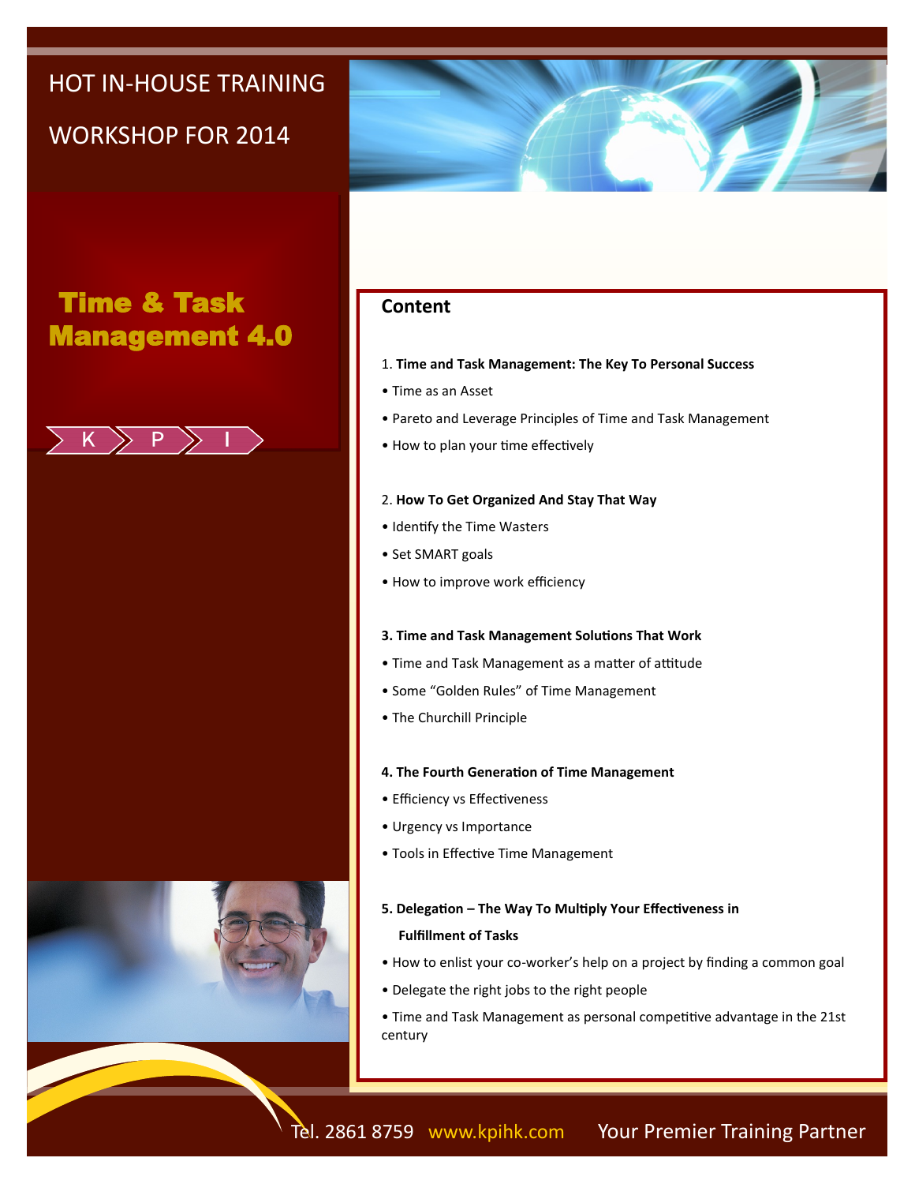HOT IN-HOUSE TRAINING

WORKSHOP FOR 2014

# Time & Task Management 4.0

K P I

## Content

1. **Time and Task Management: The Key To Personal Success**

- Time as an Asset
- Pareto and Leverage Principles of Time and Task Management
- How to plan your time effectively

2. **How To Get Organized And Stay That Way**

- Identify the Time Wasters
- Set SMART goals
- How to improve work efficiency

**3. Time and Task Management Solutions That Work**

- Time and Task Management as a matter of attitude
- Some "Golden Rules" of Time Management
- The Churchill Principle

**4. The Fourth Generation of Time Management**

- Efficiency vs Effectiveness
- Urgency vs Importance
- Tools in Effective Time Management

**5. Delegation – The Way To Multiply Your Effectiveness in Fulfillment of Tasks**

- How to enlist your co-worker's help on a project by finding a common goal
- Delegate the right jobs to the right people
- Time and Task Management as personal competitive advantage in the 21st century

Tel. 2861 8759 www.kpihk.com Your Premier Training Partner